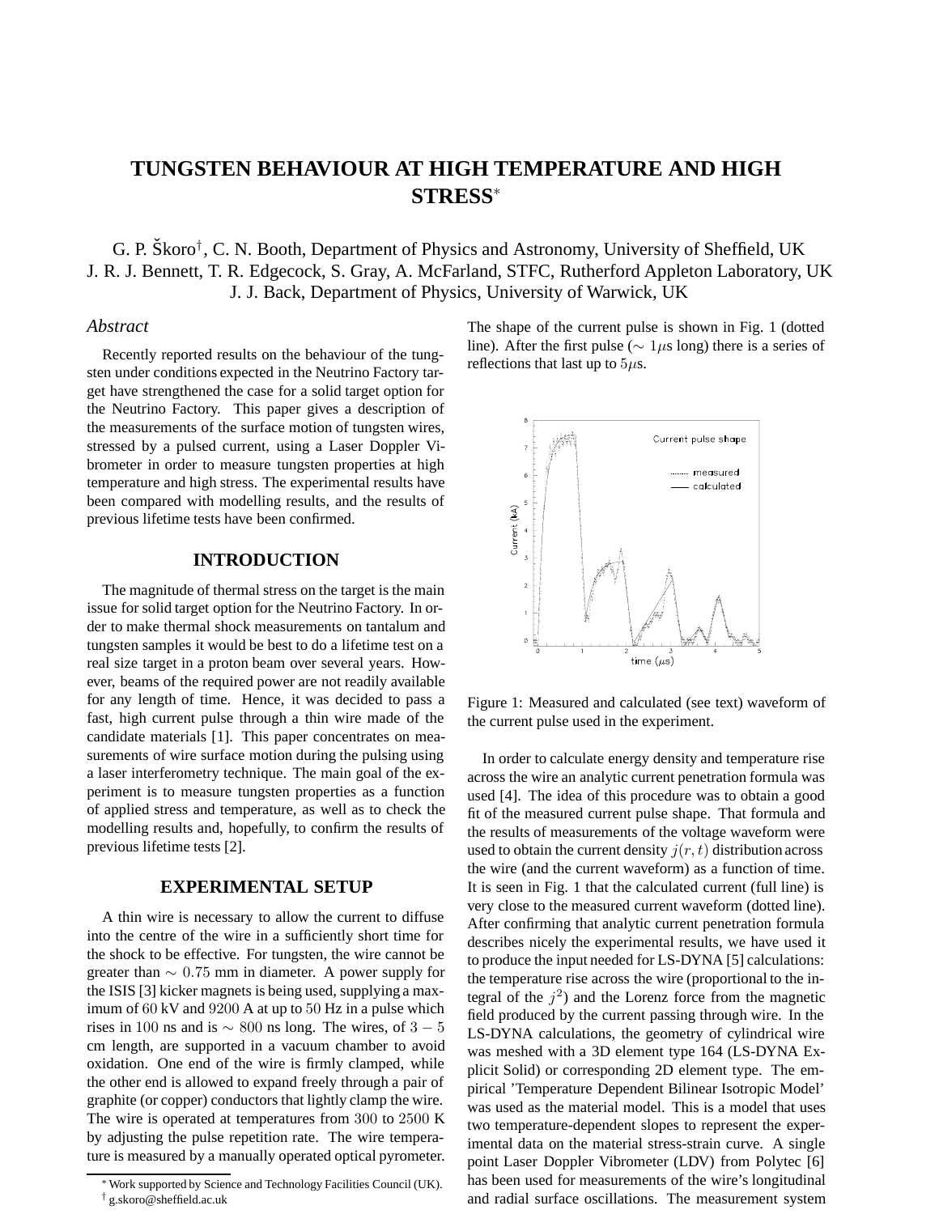# TUNGSTEN BEHAVIOUR AT HIGH TEMPERATURE AND HIGH STRESS*

G. P. Škoro†, C. N. Booth, Department of Physics and Astronomy, University of Sheffield, UK
J. R. J. Bennett, T. R. Edgecock, S. Gray, A. McFarland, STFC, Rutherford Appleton Laboratory, UK
J. J. Back, Department of Physics, University of Warwick, UK

## *Abstract*

Recently reported results on the behaviour of the tungsten under conditions expected in the Neutrino Factory target have strengthened the case for a solid target option for the Neutrino Factory. This paper gives a description of the measurements of the surface motion of tungsten wires, stressed by a pulsed current, using a Laser Doppler Vibrometer in order to measure tungsten properties at high temperature and high stress. The experimental results have been compared with modelling results, and the results of previous lifetime tests have been confirmed.

## INTRODUCTION

The magnitude of thermal stress on the target is the main issue for solid target option for the Neutrino Factory. In order to make thermal shock measurements on tantalum and tungsten samples it would be best to do a lifetime test on a real size target in a proton beam over several years. However, beams of the required power are not readily available for any length of time. Hence, it was decided to pass a fast, high current pulse through a thin wire made of the candidate materials [1]. This paper concentrates on measurements of wire surface motion during the pulsing using a laser interferometry technique. The main goal of the experiment is to measure tungsten properties as a function of applied stress and temperature, as well as to check the modelling results and, hopefully, to confirm the results of previous lifetime tests [2].

## EXPERIMENTAL SETUP

A thin wire is necessary to allow the current to diffuse into the centre of the wire in a sufficiently short time for the shock to be effective. For tungsten, the wire cannot be greater than $\sim 0.75$ mm in diameter. A power supply for the ISIS [3] kicker magnets is being used, supplying a maximum of $60$ kV and $9200$ A at up to $50$ Hz in a pulse which rises in $100$ ns and is $\sim 800$ ns long. The wires, of $3-5$ cm length, are supported in a vacuum chamber to avoid oxidation. One end of the wire is firmly clamped, while the other end is allowed to expand freely through a pair of graphite (or copper) conductors that lightly clamp the wire. The wire is operated at temperatures from $300$ to $2500$ K by adjusting the pulse repetition rate. The wire temperature is measured by a manually operated optical pyrometer. The shape of the current pulse is shown in Fig. 1 (dotted line). After the first pulse ($\sim 1\mu$s long) there is a series of reflections that last up to $5\mu$s.

Figure 1: Measured and calculated (see text) waveform of the current pulse used in the experiment.

In order to calculate energy density and temperature rise across the wire an analytic current penetration formula was used [4]. The idea of this procedure was to obtain a good fit of the measured current pulse shape. That formula and the results of measurements of the voltage waveform were used to obtain the current density $j(r,t)$ distribution across the wire (and the current waveform) as a function of time. It is seen in Fig. 1 that the calculated current (full line) is very close to the measured current waveform (dotted line). After confirming that analytic current penetration formula describes nicely the experimental results, we have used it to produce the input needed for LS-DYNA [5] calculations: the temperature rise across the wire (proportional to the integral of the $j^2$) and the Lorenz force from the magnetic field produced by the current passing through wire. In the LS-DYNA calculations, the geometry of cylindrical wire was meshed with a 3D element type 164 (LS-DYNA Explicit Solid) or corresponding 2D element type. The empirical 'Temperature Dependent Bilinear Isotropic Model' was used as the material model. This is a model that uses two temperature-dependent slopes to represent the experimental data on the material stress-strain curve. A single point Laser Doppler Vibrometer (LDV) from Polytec [6] has been used for measurements of the wire's longitudinal and radial surface oscillations. The measurement system

* Work supported by Science and Technology Facilities Council (UK).
† g.skoro@sheffield.ac.uk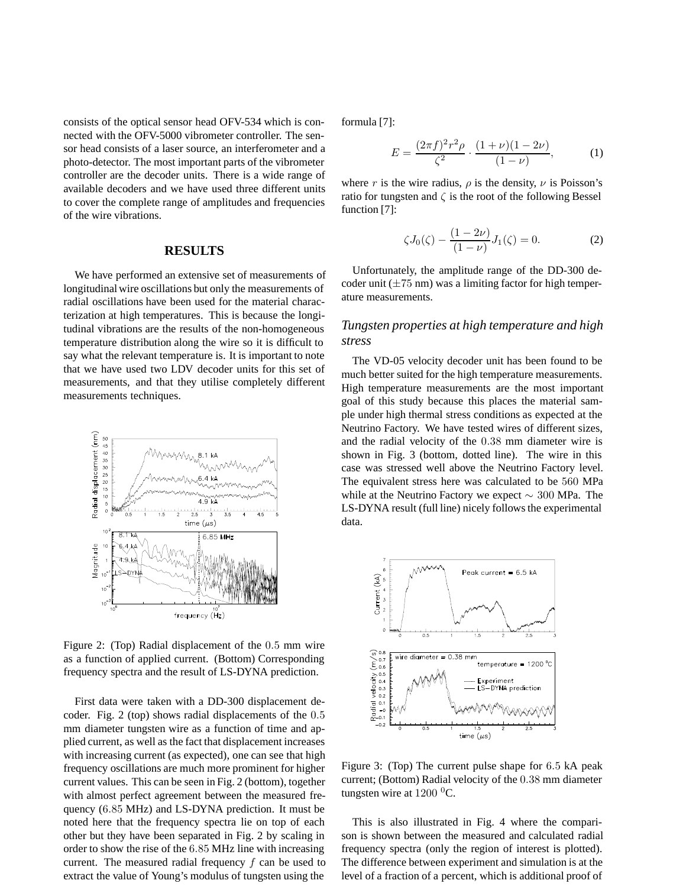consists of the optical sensor head OFV-534 which is connected with the OFV-5000 vibrometer controller. The sensor head consists of a laser source, an interferometer and a photo-detector. The most important parts of the vibrometer controller are the decoder units. There is a wide range of available decoders and we have used three different units to cover the complete range of amplitudes and frequencies of the wire vibrations.

## RESULTS

We have performed an extensive set of measurements of longitudinal wire oscillations but only the measurements of radial oscillations have been used for the material characterization at high temperatures. This is because the longitudinal vibrations are the results of the non-homogeneous temperature distribution along the wire so it is difficult to say what the relevant temperature is. It is important to note that we have used two LDV decoder units for this set of measurements, and that they utilise completely different measurements techniques.

Figure 2: (Top) Radial displacement of the $0.5$ mm wire as a function of applied current. (Bottom) Corresponding frequency spectra and the result of LS-DYNA prediction.

First data were taken with a DD-300 displacement decoder. Fig. 2 (top) shows radial displacements of the $0.5$ mm diameter tungsten wire as a function of time and applied current, as well as the fact that displacement increases with increasing current (as expected), one can see that high frequency oscillations are much more prominent for higher current values. This can be seen in Fig. 2 (bottom), together with almost perfect agreement between the measured frequency ($6.85$ MHz) and LS-DYNA prediction. It must be noted here that the frequency spectra lie on top of each other but they have been separated in Fig. 2 by scaling in order to show the rise of the $6.85$ MHz line with increasing current. The measured radial frequency $f$ can be used to extract the value of Young's modulus of tungsten using the formula [7]:

$$E = \frac{(2\pi f)^2 r^2 \rho}{\zeta^2} \cdot \frac{(1+\nu)(1-2\nu)}{(1-\nu)}, \tag{1}$$

where $r$ is the wire radius, $\rho$ is the density, $\nu$ is Poisson's ratio for tungsten and $\zeta$ is the root of the following Bessel function [7]:

$$\zeta J_0(\zeta) - \frac{(1-2\nu)}{(1-\nu)} J_1(\zeta) = 0. \tag{2}$$

Unfortunately, the amplitude range of the DD-300 decoder unit ($\pm 75$ nm) was a limiting factor for high temperature measurements.

### *Tungsten properties at high temperature and high stress*

The VD-05 velocity decoder unit has been found to be much better suited for the high temperature measurements. High temperature measurements are the most important goal of this study because this places the material sample under high thermal stress conditions as expected at the Neutrino Factory. We have tested wires of different sizes, and the radial velocity of the $0.38$ mm diameter wire is shown in Fig. 3 (bottom, dotted line). The wire in this case was stressed well above the Neutrino Factory level. The equivalent stress here was calculated to be $560$ MPa while at the Neutrino Factory we expect $\sim 300$ MPa. The LS-DYNA result (full line) nicely follows the experimental data.

Figure 3: (Top) The current pulse shape for $6.5$ kA peak current; (Bottom) Radial velocity of the $0.38$ mm diameter tungsten wire at $1200\ ^0$C.

This is also illustrated in Fig. 4 where the comparison is shown between the measured and calculated radial frequency spectra (only the region of interest is plotted). The difference between experiment and simulation is at the level of a fraction of a percent, which is additional proof of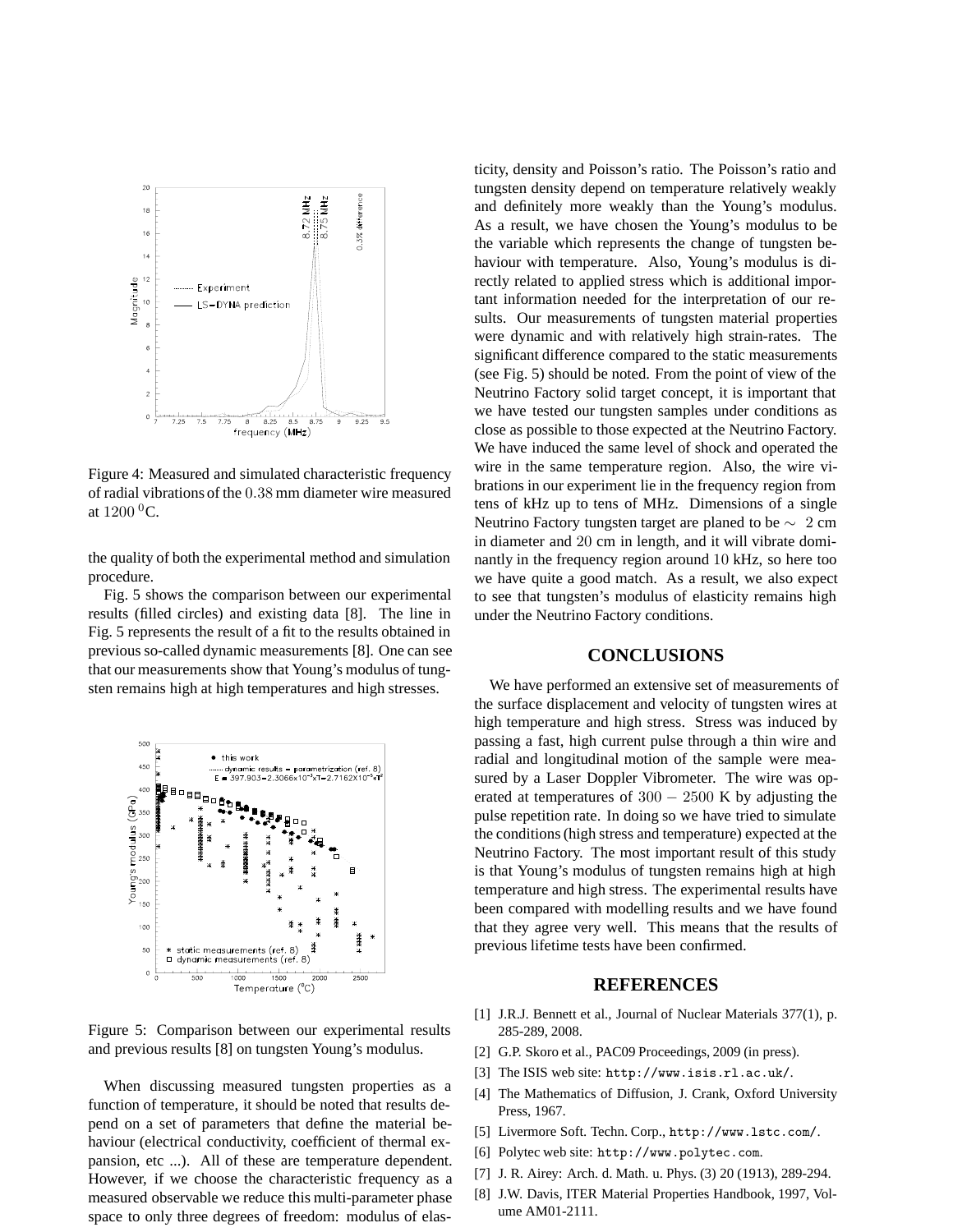20
18
16
14
12
10
8
6
4
2
0

7 7.25 7.5 7.75 8 8.25 8.5 8.75 9 9.25 9.5

Magnitude

frequency (MHz)

8.72 MHz
8.75 MHz
0.3% difference

Experiment
LS−DYNA prediction

Figure 4: Measured and simulated characteristic frequency of radial vibrations of the $0.38$ mm diameter wire measured at $1200\,^0$C.

the quality of both the experimental method and simulation procedure.

Fig. 5 shows the comparison between our experimental results (filled circles) and existing data [8]. The line in Fig. 5 represents the result of a fit to the results obtained in previous so-called dynamic measurements [8]. One can see that our measurements show that Young's modulus of tungsten remains high at high temperatures and high stresses.

500
450
400
350
300
250
200
150
100
50
0

0 500 1000 1500 2000 2500

Young's modulus (GPa)

Temperature ($^0$C)

this work
dynamic results – parametrization (ref. 8)
$E = 397.903 - 2.3066 \times 10^{-3} \times T - 2.7162 \times 10^{-5} \times T^2$

static measurements (ref. 8)
dynamic measurements (ref. 8)

Figure 5: Comparison between our experimental results and previous results [8] on tungsten Young's modulus.

When discussing measured tungsten properties as a function of temperature, it should be noted that results depend on a set of parameters that define the material behaviour (electrical conductivity, coefficient of thermal expansion, etc ...). All of these are temperature dependent. However, if we choose the characteristic frequency as a measured observable we reduce this multi-parameter phase space to only three degrees of freedom: modulus of elasticity, density and Poisson's ratio. The Poisson's ratio and tungsten density depend on temperature relatively weakly and definitely more weakly than the Young's modulus. As a result, we have chosen the Young's modulus to be the variable which represents the change of tungsten behaviour with temperature. Also, Young's modulus is directly related to applied stress which is additional important information needed for the interpretation of our results. Our measurements of tungsten material properties were dynamic and with relatively high strain-rates. The significant difference compared to the static measurements (see Fig. 5) should be noted. From the point of view of the Neutrino Factory solid target concept, it is important that we have tested our tungsten samples under conditions as close as possible to those expected at the Neutrino Factory. We have induced the same level of shock and operated the wire in the same temperature region. Also, the wire vibrations in our experiment lie in the frequency region from tens of kHz up to tens of MHz. Dimensions of a single Neutrino Factory tungsten target are planed to be $\sim\ 2$ cm in diameter and $20$ cm in length, and it will vibrate dominantly in the frequency region around $10$ kHz, so here too we have quite a good match. As a result, we also expect to see that tungsten's modulus of elasticity remains high under the Neutrino Factory conditions.

## CONCLUSIONS

We have performed an extensive set of measurements of the surface displacement and velocity of tungsten wires at high temperature and high stress. Stress was induced by passing a fast, high current pulse through a thin wire and radial and longitudinal motion of the sample were measured by a Laser Doppler Vibrometer. The wire was operated at temperatures of $300 - 2500$ K by adjusting the pulse repetition rate. In doing so we have tried to simulate the conditions (high stress and temperature) expected at the Neutrino Factory. The most important result of this study is that Young's modulus of tungsten remains high at high temperature and high stress. The experimental results have been compared with modelling results and we have found that they agree very well. This means that the results of previous lifetime tests have been confirmed.

## REFERENCES

[1] J.R.J. Bennett et al., Journal of Nuclear Materials 377(1), p. 285-289, 2008.

[2] G.P. Skoro et al., PAC09 Proceedings, 2009 (in press).

[3] The ISIS web site: http://www.isis.rl.ac.uk/.

[4] The Mathematics of Diffusion, J. Crank, Oxford University Press, 1967.

[5] Livermore Soft. Techn. Corp., http://www.lstc.com/.

[6] Polytec web site: http://www.polytec.com.

[7] J. R. Airey: Arch. d. Math. u. Phys. (3) 20 (1913), 289-294.

[8] J.W. Davis, ITER Material Properties Handbook, 1997, Volume AM01-2111.